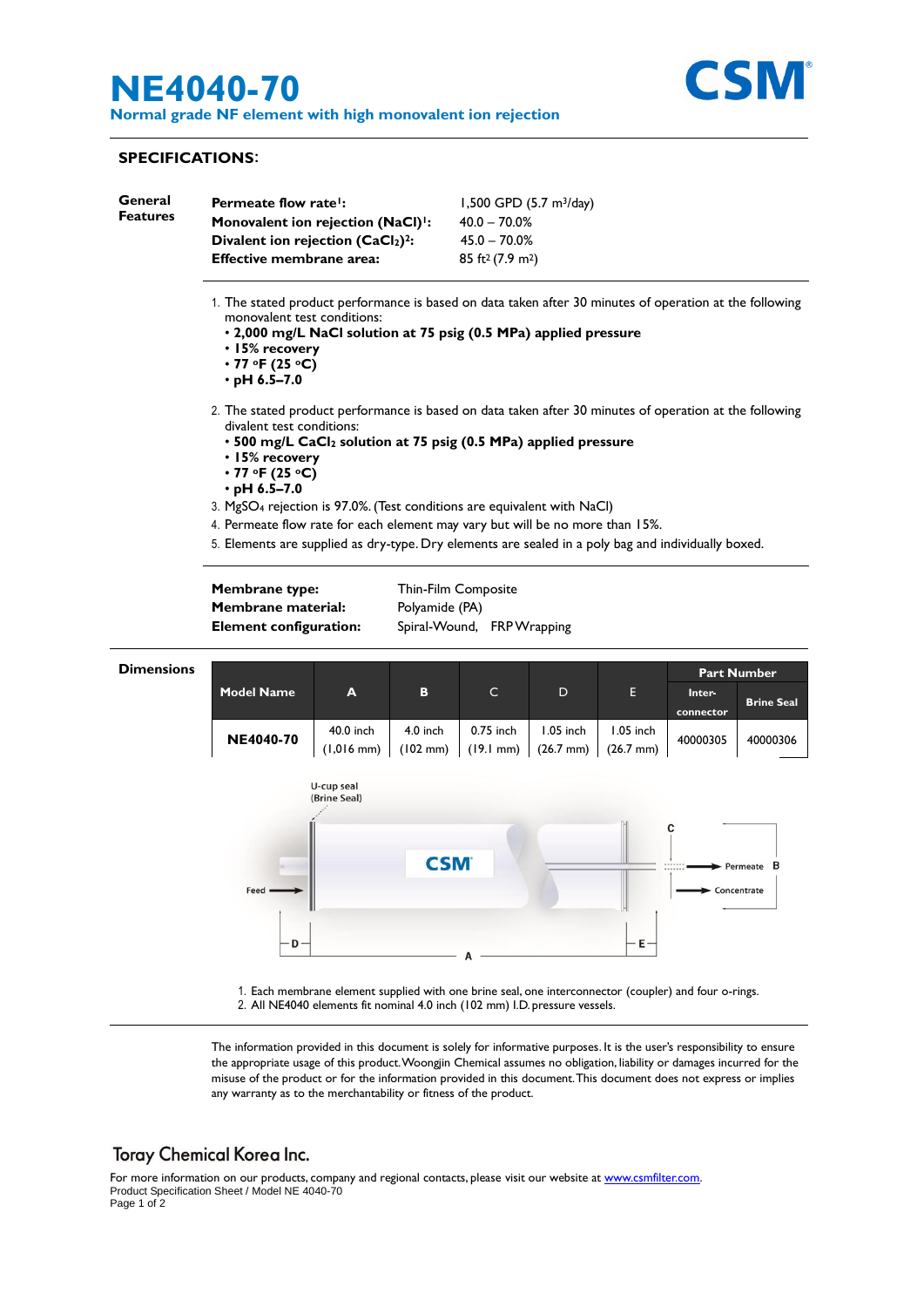# NE4040-70

**Normal grade NF element with high monovalent ion rejection**

CSM®

## SPECIFICATIONS:

**General Features**

| | |
|---|---|
| **Permeate flow rate[1]:** | 1,500 GPD (5.7 $m^3$/day) |
| **Monovalent ion rejection (NaCl)[1]:** | 40.0 – 70.0% |
| **Divalent ion rejection ($CaCl_2$)[2]:** | 45.0 – 70.0% |
| **Effective membrane area:** | 85 $ft^2$ (7.9 $m^2$) |

1. The stated product performance is based on data taken after 30 minutes of operation at the following monovalent test conditions:
   - **2,000 mg/L NaCl solution at 75 psig (0.5 MPa) applied pressure**
   - **15% recovery**
   - **77 °F (25 °C)**
   - **pH 6.5–7.0**
2. The stated product performance is based on data taken after 30 minutes of operation at the following divalent test conditions:
   - **500 mg/L $CaCl_2$ solution at 75 psig (0.5 MPa) applied pressure**
   - **15% recovery**
   - **77 °F (25 °C)**
   - **pH 6.5–7.0**
3. $MgSO_4$ rejection is 97.0%. (Test conditions are equivalent with NaCl)
4. Permeate flow rate for each element may vary but will be no more than 15%.
5. Elements are supplied as dry-type. Dry elements are sealed in a poly bag and individually boxed.

| | |
|---|---|
| **Membrane type:** | Thin-Film Composite |
| **Membrane material:** | Polyamide (PA) |
| **Element configuration:** | Spiral-Wound, FRP Wrapping |

**Dimensions**

| Model Name | A | B | C | D | E | Part Number | |
|---|---|---|---|---|---|---|---|
| | | | | | | Inter-connector | Brine Seal |
| **NE4040-70** | 40.0 inch (1,016 mm) | 4.0 inch (102 mm) | 0.75 inch (19.1 mm) | 1.05 inch (26.7 mm) | 1.05 inch (26.7 mm) | 40000305 | 40000306 |

U-cup seal (Brine Seal)
Feed → Permeate B, Concentrate; C, D, E, A

1. Each membrane element supplied with one brine seal, one interconnector (coupler) and four o-rings.
2. All NE4040 elements fit nominal 4.0 inch (102 mm) I.D. pressure vessels.

The information provided in this document is solely for informative purposes. It is the user's responsibility to ensure the appropriate usage of this product. Woongjin Chemical assumes no obligation, liability or damages incurred for the misuse of the product or for the information provided in this document. This document does not express or implies any warranty as to the merchantability or fitness of the product.

**Toray Chemical Korea Inc.**

For more information on our products, company and regional contacts, please visit our website at www.csmfilter.com.

Product Specification Sheet / Model NE 4040-70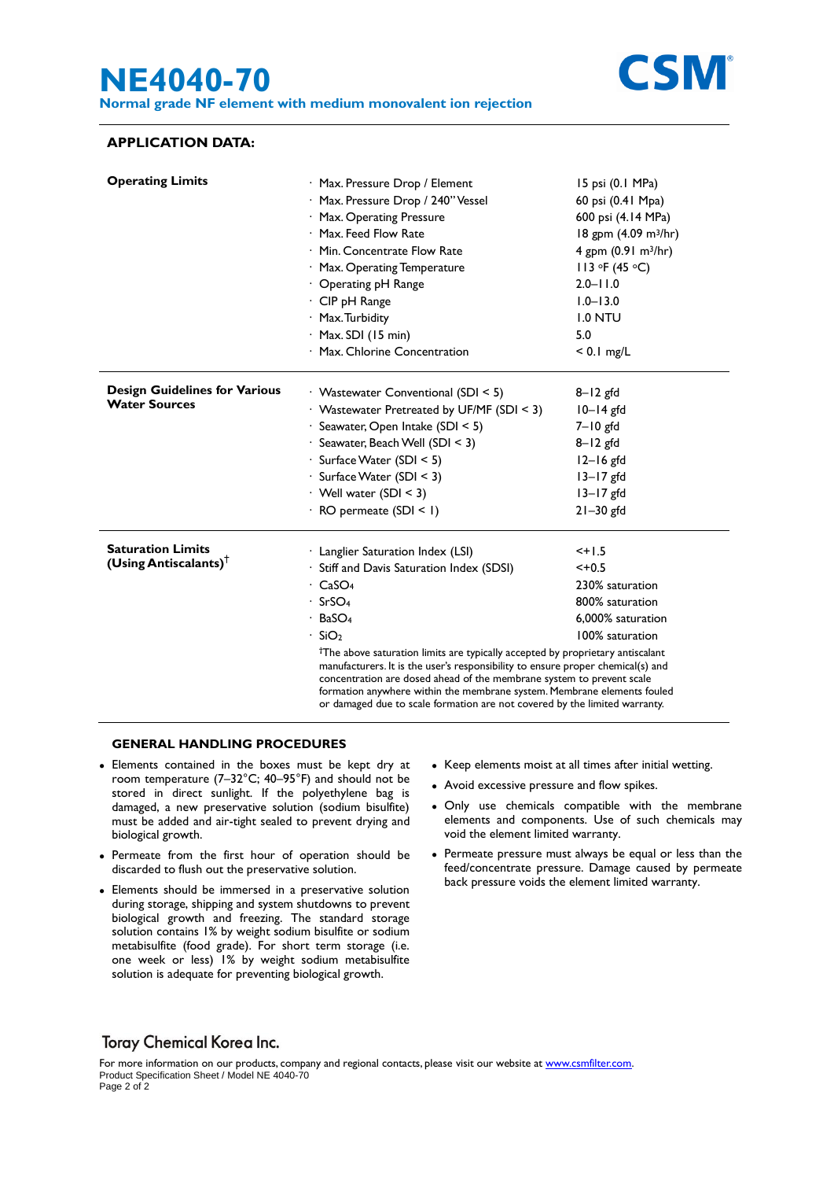# NE4040-70

**Normal grade NF element with medium monovalent ion rejection**

CSM

## APPLICATION DATA:

| | | |
|---|---|---|
| **Operating Limits** | · Max. Pressure Drop / Element | 15 psi (0.1 MPa) |
| | · Max. Pressure Drop / 240" Vessel | 60 psi (0.41 Mpa) |
| | · Max. Operating Pressure | 600 psi (4.14 MPa) |
| | · Max. Feed Flow Rate | 18 gpm (4.09 $m^3$/hr) |
| | · Min. Concentrate Flow Rate | 4 gpm (0.91 $m^3$/hr) |
| | · Max. Operating Temperature | 113 °F (45 °C) |
| | · Operating pH Range | 2.0–11.0 |
| | · CIP pH Range | 1.0–13.0 |
| | · Max. Turbidity | 1.0 NTU |
| | · Max. SDI (15 min) | 5.0 |
| | · Max. Chlorine Concentration | < 0.1 mg/L |
| **Design Guidelines for Various Water Sources** | · Wastewater Conventional (SDI < 5) | 8–12 gfd |
| | · Wastewater Pretreated by UF/MF (SDI < 3) | 10–14 gfd |
| | · Seawater, Open Intake (SDI < 5) | 7–10 gfd |
| | · Seawater, Beach Well (SDI < 3) | 8–12 gfd |
| | · Surface Water (SDI < 5) | 12–16 gfd |
| | · Surface Water (SDI < 3) | 13–17 gfd |
| | · Well water (SDI < 3) | 13–17 gfd |
| | · RO permeate (SDI < 1) | 21–30 gfd |
| **Saturation Limits (Using Antiscalants)**† | · Langlier Saturation Index (LSI) | <+1.5 |
| | · Stiff and Davis Saturation Index (SDSI) | <+0.5 |
| | · $CaSO_4$ | 230% saturation |
| | · $SrSO_4$ | 800% saturation |
| | · $BaSO_4$ | 6,000% saturation |
| | · $SiO_2$ | 100% saturation |

†The above saturation limits are typically accepted by proprietary antiscalant manufacturers. It is the user's responsibility to ensure proper chemical(s) and concentration are dosed ahead of the membrane system to prevent scale formation anywhere within the membrane system. Membrane elements fouled or damaged due to scale formation are not covered by the limited warranty.

### GENERAL HANDLING PROCEDURES

- Elements contained in the boxes must be kept dry at room temperature (7–32°C; 40–95°F) and should not be stored in direct sunlight. If the polyethylene bag is damaged, a new preservative solution (sodium bisulfite) must be added and air-tight sealed to prevent drying and biological growth.
- Permeate from the first hour of operation should be discarded to flush out the preservative solution.
- Elements should be immersed in a preservative solution during storage, shipping and system shutdowns to prevent biological growth and freezing. The standard storage solution contains 1% by weight sodium bisulfite or sodium metabisulfite (food grade). For short term storage (i.e. one week or less) 1% by weight sodium metabisulfite solution is adequate for preventing biological growth.
- Keep elements moist at all times after initial wetting.
- Avoid excessive pressure and flow spikes.
- Only use chemicals compatible with the membrane elements and components. Use of such chemicals may void the element limited warranty.
- Permeate pressure must always be equal or less than the feed/concentrate pressure. Damage caused by permeate back pressure voids the element limited warranty.

Toray Chemical Korea Inc.

For more information on our products, company and regional contacts, please visit our website at www.csmfilter.com.
Product Specification Sheet / Model NE 4040-70